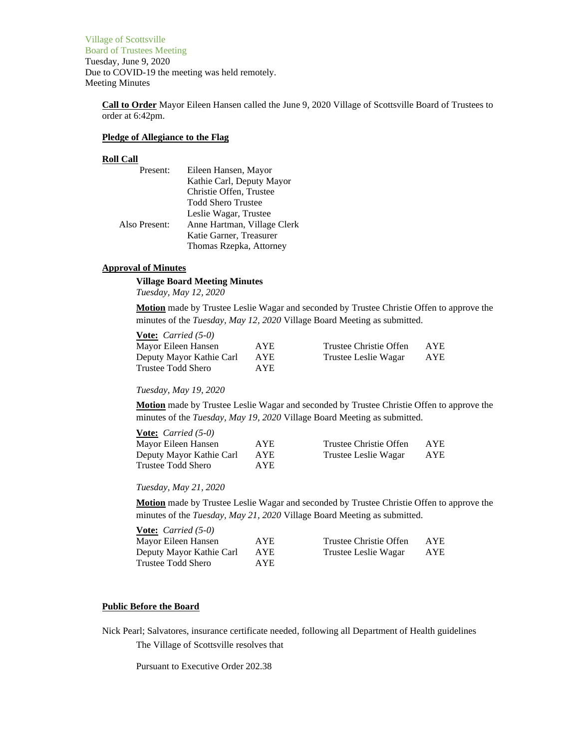Village of Scottsville
Board of Trustees Meeting
Tuesday, June 9, 2020
Due to COVID-19 the meeting was held remotely.
Meeting Minutes

**Call to Order** Mayor Eileen Hansen called the June 9, 2020 Village of Scottsville Board of Trustees to order at 6:42pm.

**Pledge of Allegiance to the Flag**

**Roll Call**

| | |
|---|---|
| Present: | Eileen Hansen, Mayor |
| | Kathie Carl, Deputy Mayor |
| | Christie Offen, Trustee |
| | Todd Shero Trustee |
| | Leslie Wagar, Trustee |
| Also Present: | Anne Hartman, Village Clerk |
| | Katie Garner, Treasurer |
| | Thomas Rzepka, Attorney |

**Approval of Minutes**

**Village Board Meeting Minutes**
*Tuesday, May 12, 2020*

**Motion** made by Trustee Leslie Wagar and seconded by Trustee Christie Offen to approve the minutes of the *Tuesday, May 12, 2020* Village Board Meeting as submitted.

**Vote:** *Carried (5-0)*

| | | | |
|---|---|---|---|
| Mayor Eileen Hansen | AYE | Trustee Christie Offen | AYE |
| Deputy Mayor Kathie Carl | AYE | Trustee Leslie Wagar | AYE |
| Trustee Todd Shero | AYE | | |

*Tuesday, May 19, 2020*

**Motion** made by Trustee Leslie Wagar and seconded by Trustee Christie Offen to approve the minutes of the *Tuesday, May 19, 2020* Village Board Meeting as submitted.

**Vote:** *Carried (5-0)*

| | | | |
|---|---|---|---|
| Mayor Eileen Hansen | AYE | Trustee Christie Offen | AYE |
| Deputy Mayor Kathie Carl | AYE | Trustee Leslie Wagar | AYE |
| Trustee Todd Shero | AYE | | |

*Tuesday, May 21, 2020*

**Motion** made by Trustee Leslie Wagar and seconded by Trustee Christie Offen to approve the minutes of the *Tuesday, May 21, 2020* Village Board Meeting as submitted.

**Vote:** *Carried (5-0)*

| | | | |
|---|---|---|---|
| Mayor Eileen Hansen | AYE | Trustee Christie Offen | AYE |
| Deputy Mayor Kathie Carl | AYE | Trustee Leslie Wagar | AYE |
| Trustee Todd Shero | AYE | | |

**Public Before the Board**

Nick Pearl; Salvatores, insurance certificate needed, following all Department of Health guidelines

The Village of Scottsville resolves that

Pursuant to Executive Order 202.38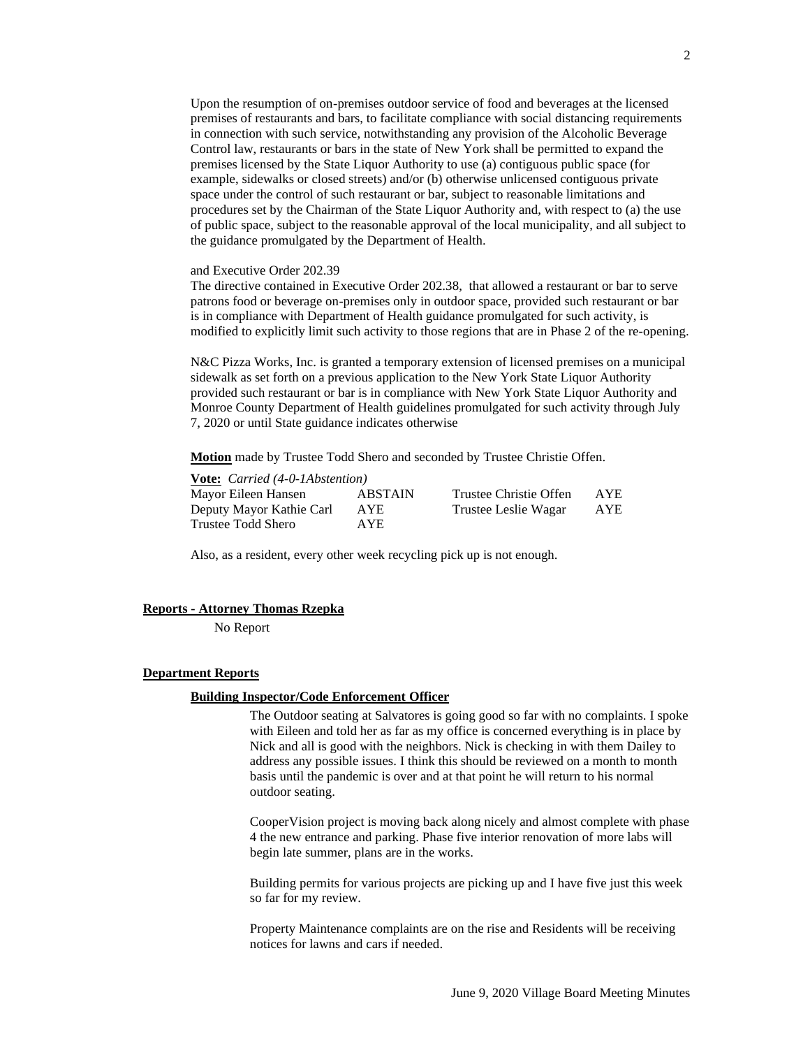Upon the resumption of on-premises outdoor service of food and beverages at the licensed premises of restaurants and bars, to facilitate compliance with social distancing requirements in connection with such service, notwithstanding any provision of the Alcoholic Beverage Control law, restaurants or bars in the state of New York shall be permitted to expand the premises licensed by the State Liquor Authority to use (a) contiguous public space (for example, sidewalks or closed streets) and/or (b) otherwise unlicensed contiguous private space under the control of such restaurant or bar, subject to reasonable limitations and procedures set by the Chairman of the State Liquor Authority and, with respect to (a) the use of public space, subject to the reasonable approval of the local municipality, and all subject to the guidance promulgated by the Department of Health.

and Executive Order 202.39

The directive contained in Executive Order 202.38, that allowed a restaurant or bar to serve patrons food or beverage on-premises only in outdoor space, provided such restaurant or bar is in compliance with Department of Health guidance promulgated for such activity, is modified to explicitly limit such activity to those regions that are in Phase 2 of the re-opening.

N&C Pizza Works, Inc. is granted a temporary extension of licensed premises on a municipal sidewalk as set forth on a previous application to the New York State Liquor Authority provided such restaurant or bar is in compliance with New York State Liquor Authority and Monroe County Department of Health guidelines promulgated for such activity through July 7, 2020 or until State guidance indicates otherwise

**Motion** made by Trustee Todd Shero and seconded by Trustee Christie Offen.

**Vote:** *Carried (4-0-1Abstention)*

| | | | |
|---|---|---|---|
| Mayor Eileen Hansen | ABSTAIN | Trustee Christie Offen | AYE |
| Deputy Mayor Kathie Carl | AYE | Trustee Leslie Wagar | AYE |
| Trustee Todd Shero | AYE | | |

Also, as a resident, every other week recycling pick up is not enough.

## Reports - Attorney Thomas Rzepka

No Report

## Department Reports

### Building Inspector/Code Enforcement Officer

The Outdoor seating at Salvatores is going good so far with no complaints. I spoke with Eileen and told her as far as my office is concerned everything is in place by Nick and all is good with the neighbors. Nick is checking in with them Dailey to address any possible issues. I think this should be reviewed on a month to month basis until the pandemic is over and at that point he will return to his normal outdoor seating.

CooperVision project is moving back along nicely and almost complete with phase 4 the new entrance and parking. Phase five interior renovation of more labs will begin late summer, plans are in the works.

Building permits for various projects are picking up and I have five just this week so far for my review.

Property Maintenance complaints are on the rise and Residents will be receiving notices for lawns and cars if needed.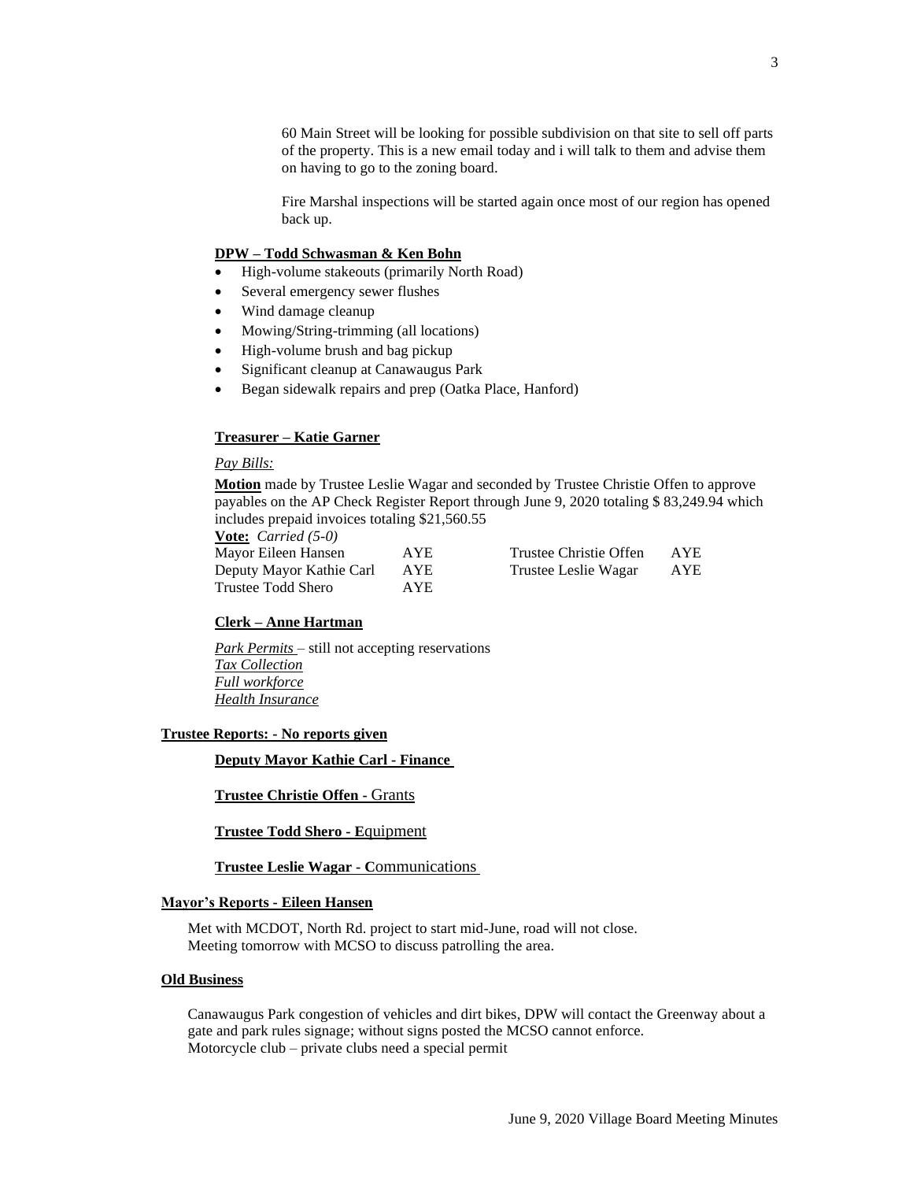60 Main Street will be looking for possible subdivision on that site to sell off parts of the property. This is a new email today and i will talk to them and advise them on having to go to the zoning board.

Fire Marshal inspections will be started again once most of our region has opened back up.

**DPW – Todd Schwasman & Ken Bohn**

- High-volume stakeouts (primarily North Road)
- Several emergency sewer flushes
- Wind damage cleanup
- Mowing/String-trimming (all locations)
- High-volume brush and bag pickup
- Significant cleanup at Canawaugus Park
- Began sidewalk repairs and prep (Oatka Place, Hanford)

**Treasurer – Katie Garner**

*Pay Bills:*

**Motion** made by Trustee Leslie Wagar and seconded by Trustee Christie Offen to approve payables on the AP Check Register Report through June 9, 2020 totaling $ 83,249.94 which includes prepaid invoices totaling $21,560.55

**Vote:** *Carried (5-0)*

| | | | |
|---|---|---|---|
| Mayor Eileen Hansen | AYE | Trustee Christie Offen | AYE |
| Deputy Mayor Kathie Carl | AYE | Trustee Leslie Wagar | AYE |
| Trustee Todd Shero | AYE | | |

**Clerk – Anne Hartman**

*Park Permits* – still not accepting reservations
*Tax Collection*
*Full workforce*
*Health Insurance*

**Trustee Reports: - No reports given**

**Deputy Mayor Kathie Carl - Finance**

**Trustee Christie Offen -** Grants

**Trustee Todd Shero - E**quipment

**Trustee Leslie Wagar - C**ommunications

**Mayor's Reports - Eileen Hansen**

Met with MCDOT, North Rd. project to start mid-June, road will not close.
Meeting tomorrow with MCSO to discuss patrolling the area.

**Old Business**

Canawaugus Park congestion of vehicles and dirt bikes, DPW will contact the Greenway about a gate and park rules signage; without signs posted the MCSO cannot enforce.
Motorcycle club – private clubs need a special permit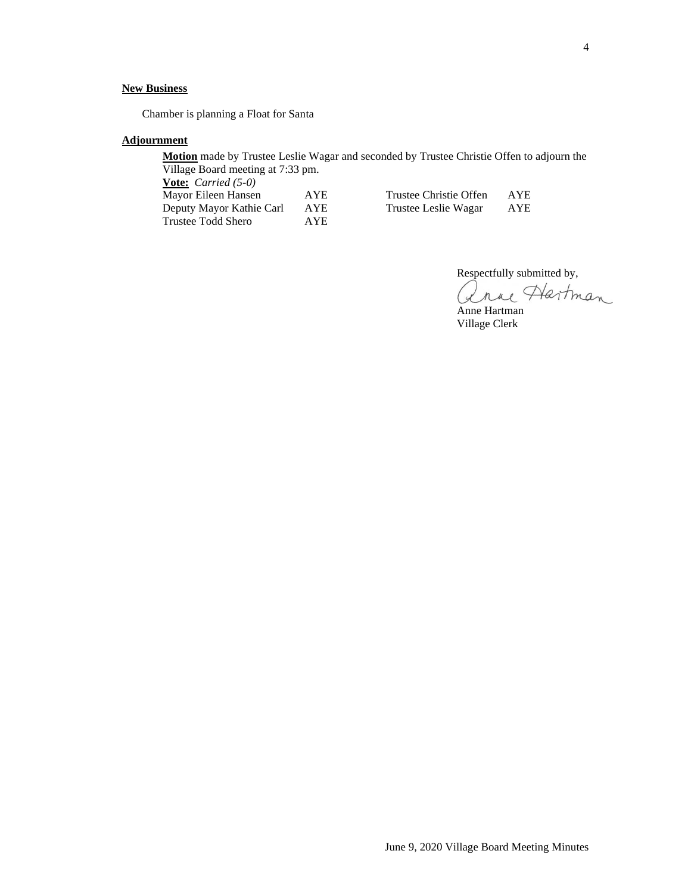**New Business**

Chamber is planning a Float for Santa

**Adjournment**

**Motion** made by Trustee Leslie Wagar and seconded by Trustee Christie Offen to adjourn the Village Board meeting at 7:33 pm.

**Vote:** *Carried (5-0)*

| | | | |
|---|---|---|---|
| Mayor Eileen Hansen | AYE | Trustee Christie Offen | AYE |
| Deputy Mayor Kathie Carl | AYE | Trustee Leslie Wagar | AYE |
| Trustee Todd Shero | AYE | | |

Respectfully submitted by,

Anne Hartman

Anne Hartman
Village Clerk